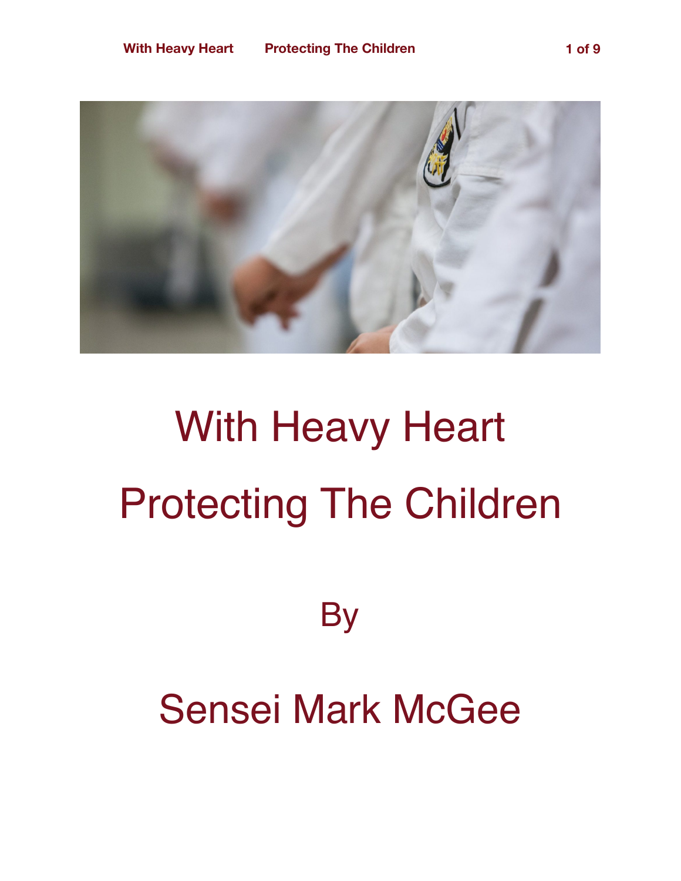# With Heavy Heart

# Protecting The Children

By

Sensei Mark McGee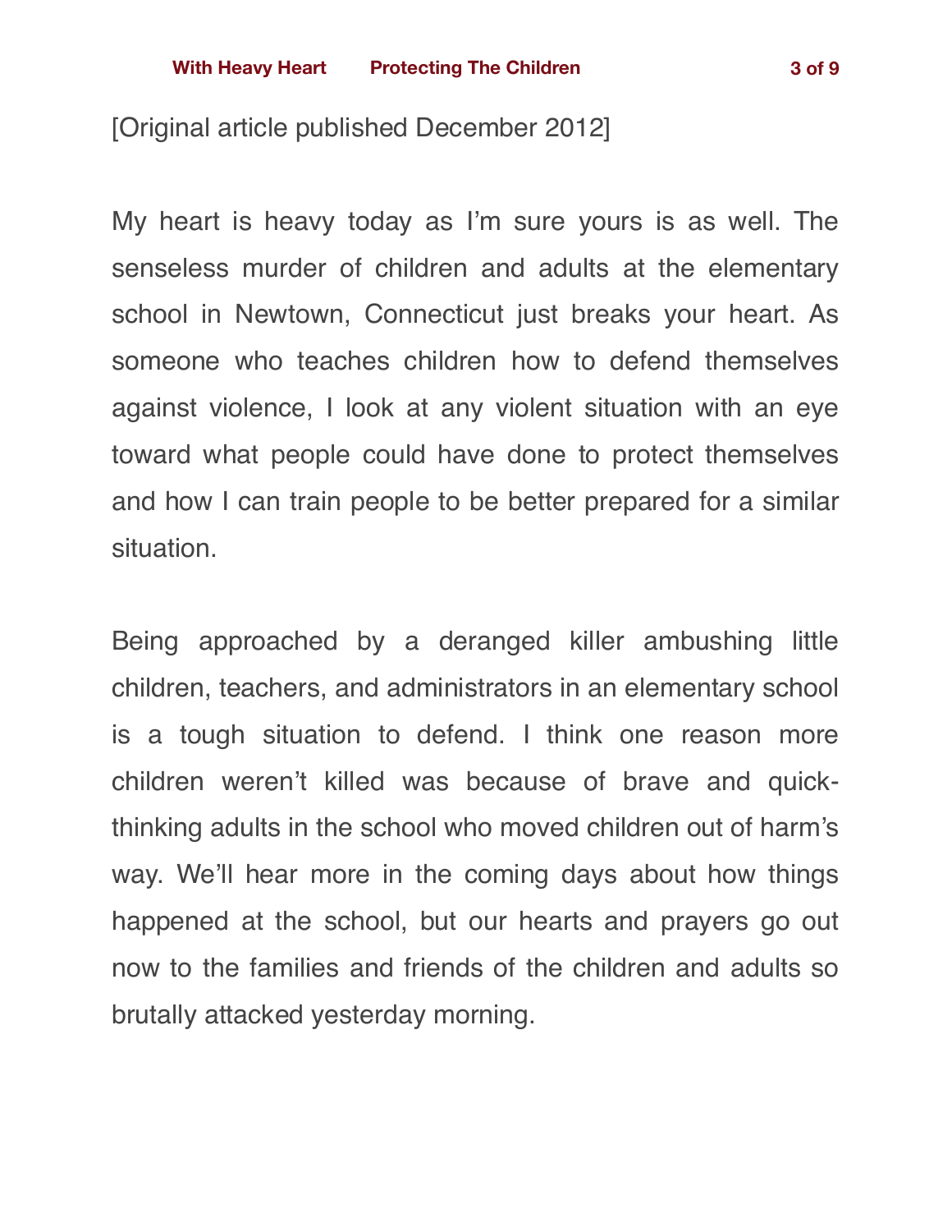[Original article published December 2012]

My heart is heavy today as I'm sure yours is as well. The senseless murder of children and adults at the elementary school in Newtown, Connecticut just breaks your heart. As someone who teaches children how to defend themselves against violence, I look at any violent situation with an eye toward what people could have done to protect themselves and how I can train people to be better prepared for a similar situation.

Being approached by a deranged killer ambushing little children, teachers, and administrators in an elementary school is a tough situation to defend. I think one reason more children weren't killed was because of brave and quick-thinking adults in the school who moved children out of harm's way. We'll hear more in the coming days about how things happened at the school, but our hearts and prayers go out now to the families and friends of the children and adults so brutally attacked yesterday morning.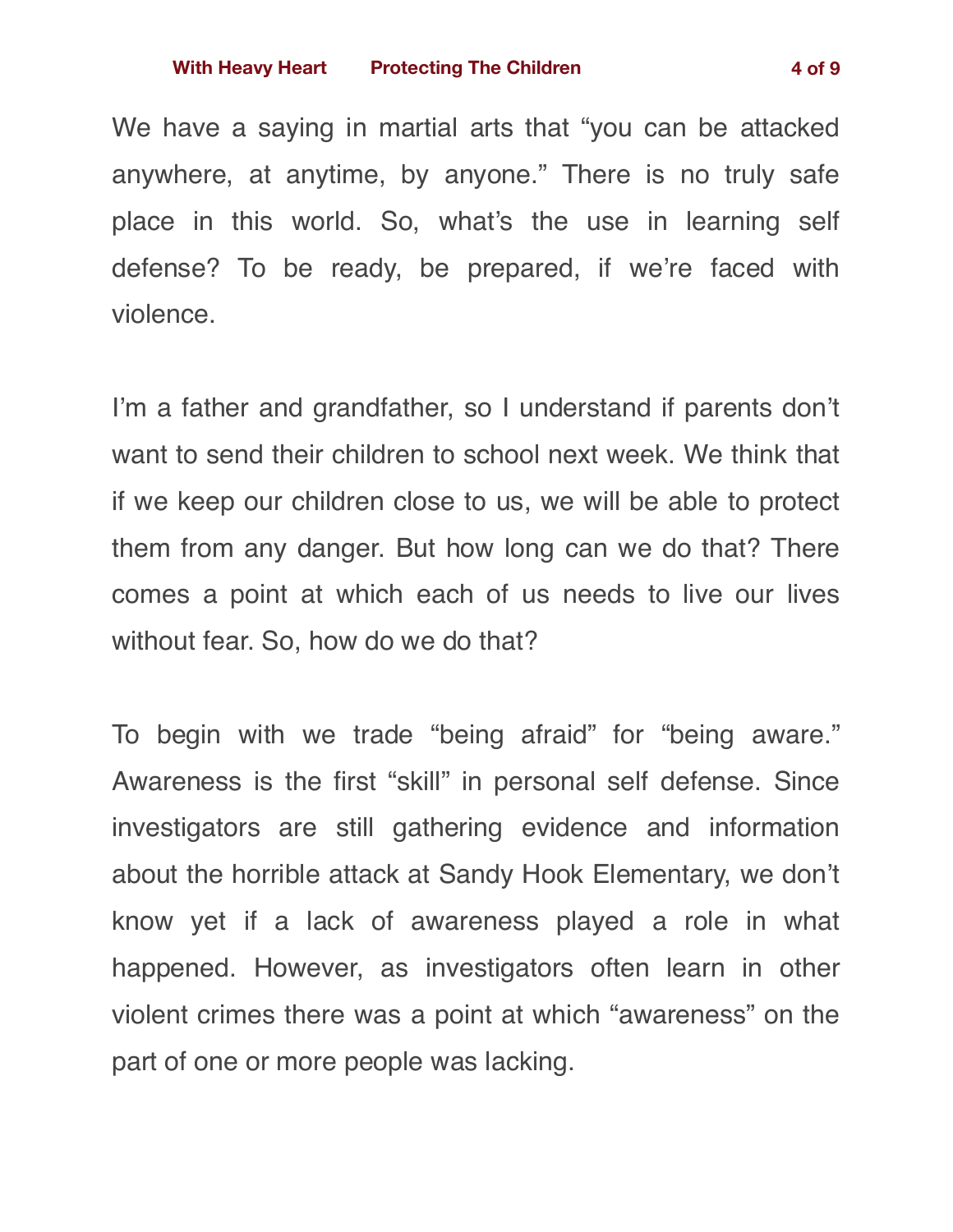We have a saying in martial arts that "you can be attacked anywhere, at anytime, by anyone." There is no truly safe place in this world. So, what's the use in learning self defense? To be ready, be prepared, if we're faced with violence.

I'm a father and grandfather, so I understand if parents don't want to send their children to school next week. We think that if we keep our children close to us, we will be able to protect them from any danger. But how long can we do that? There comes a point at which each of us needs to live our lives without fear. So, how do we do that?

To begin with we trade "being afraid" for "being aware." Awareness is the first "skill" in personal self defense. Since investigators are still gathering evidence and information about the horrible attack at Sandy Hook Elementary, we don't know yet if a lack of awareness played a role in what happened. However, as investigators often learn in other violent crimes there was a point at which "awareness" on the part of one or more people was lacking.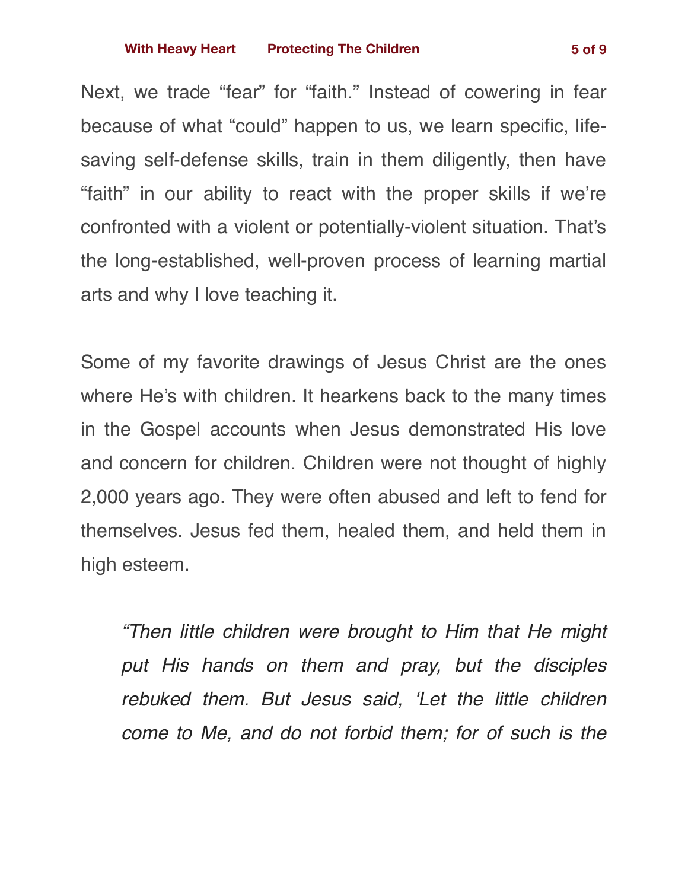Next, we trade “fear” for “faith.” Instead of cowering in fear because of what “could” happen to us, we learn specific, life-saving self-defense skills, train in them diligently, then have “faith” in our ability to react with the proper skills if we’re confronted with a violent or potentially-violent situation. That’s the long-established, well-proven process of learning martial arts and why I love teaching it.

Some of my favorite drawings of Jesus Christ are the ones where He’s with children. It hearkens back to the many times in the Gospel accounts when Jesus demonstrated His love and concern for children. Children were not thought of highly 2,000 years ago. They were often abused and left to fend for themselves. Jesus fed them, healed them, and held them in high esteem.

> *“Then little children were brought to Him that He might put His hands on them and pray, but the disciples rebuked them. But Jesus said, ‘Let the little children come to Me, and do not forbid them; for of such is the*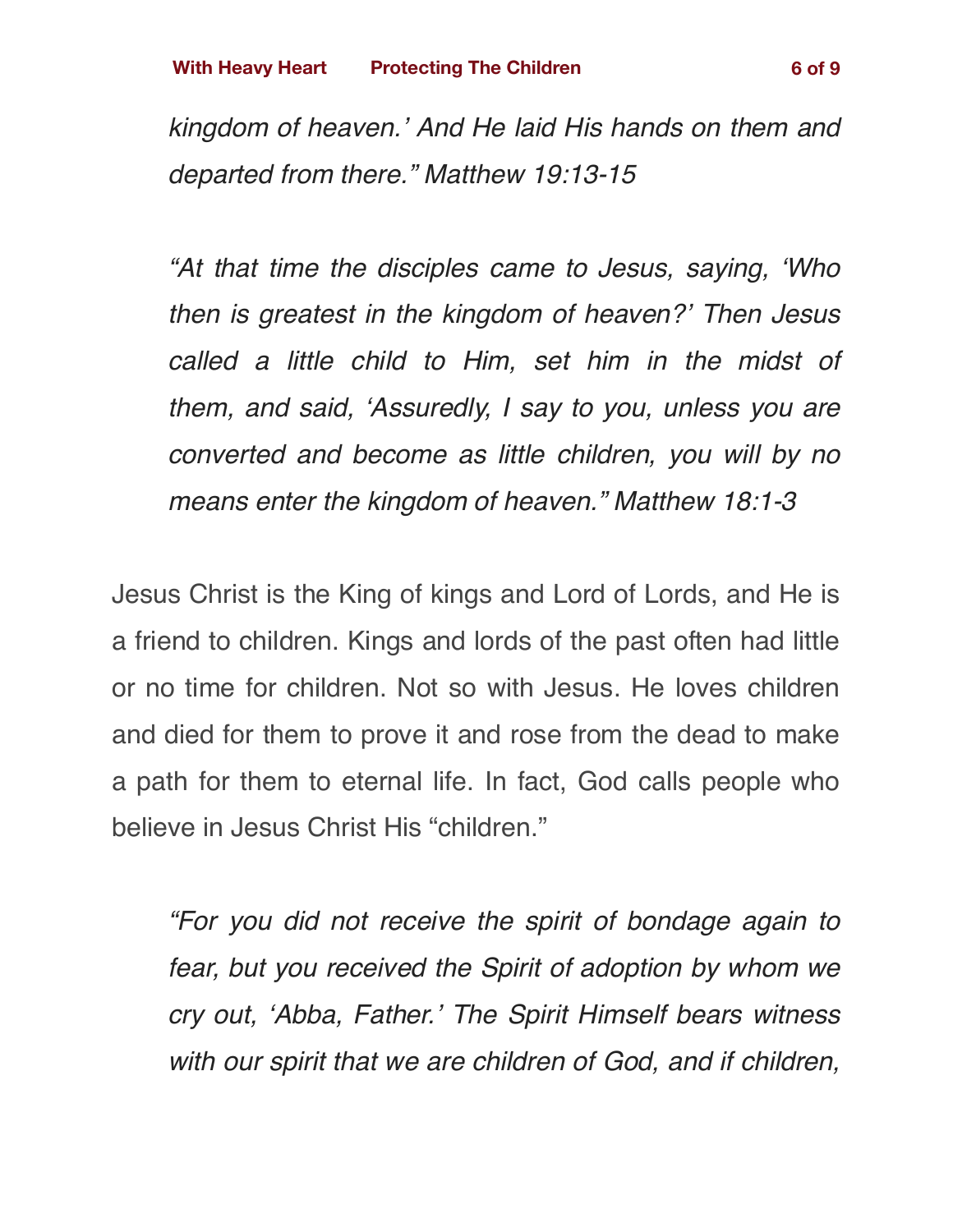*kingdom of heaven.' And He laid His hands on them and departed from there." Matthew 19:13-15*

*"At that time the disciples came to Jesus, saying, 'Who then is greatest in the kingdom of heaven?' Then Jesus called a little child to Him, set him in the midst of them, and said, 'Assuredly, I say to you, unless you are converted and become as little children, you will by no means enter the kingdom of heaven." Matthew 18:1-3*

Jesus Christ is the King of kings and Lord of Lords, and He is a friend to children. Kings and lords of the past often had little or no time for children. Not so with Jesus. He loves children and died for them to prove it and rose from the dead to make a path for them to eternal life. In fact, God calls people who believe in Jesus Christ His "children."

*"For you did not receive the spirit of bondage again to fear, but you received the Spirit of adoption by whom we cry out, 'Abba, Father.' The Spirit Himself bears witness with our spirit that we are children of God, and if children,*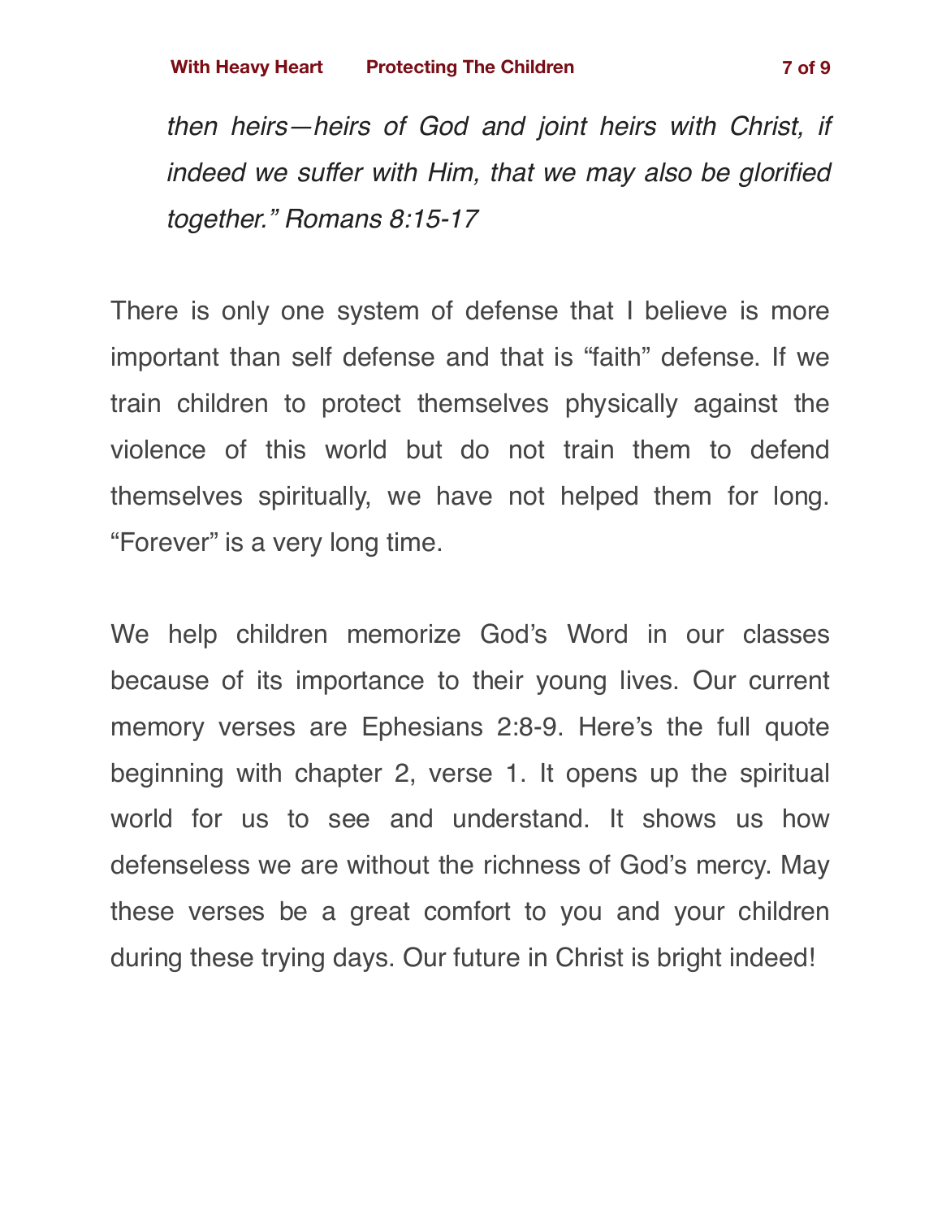*then heirs—heirs of God and joint heirs with Christ, if indeed we suffer with Him, that we may also be glorified together." Romans 8:15-17*

There is only one system of defense that I believe is more important than self defense and that is "faith" defense. If we train children to protect themselves physically against the violence of this world but do not train them to defend themselves spiritually, we have not helped them for long. "Forever" is a very long time.

We help children memorize God's Word in our classes because of its importance to their young lives. Our current memory verses are Ephesians 2:8-9. Here's the full quote beginning with chapter 2, verse 1. It opens up the spiritual world for us to see and understand. It shows us how defenseless we are without the richness of God's mercy. May these verses be a great comfort to you and your children during these trying days. Our future in Christ is bright indeed!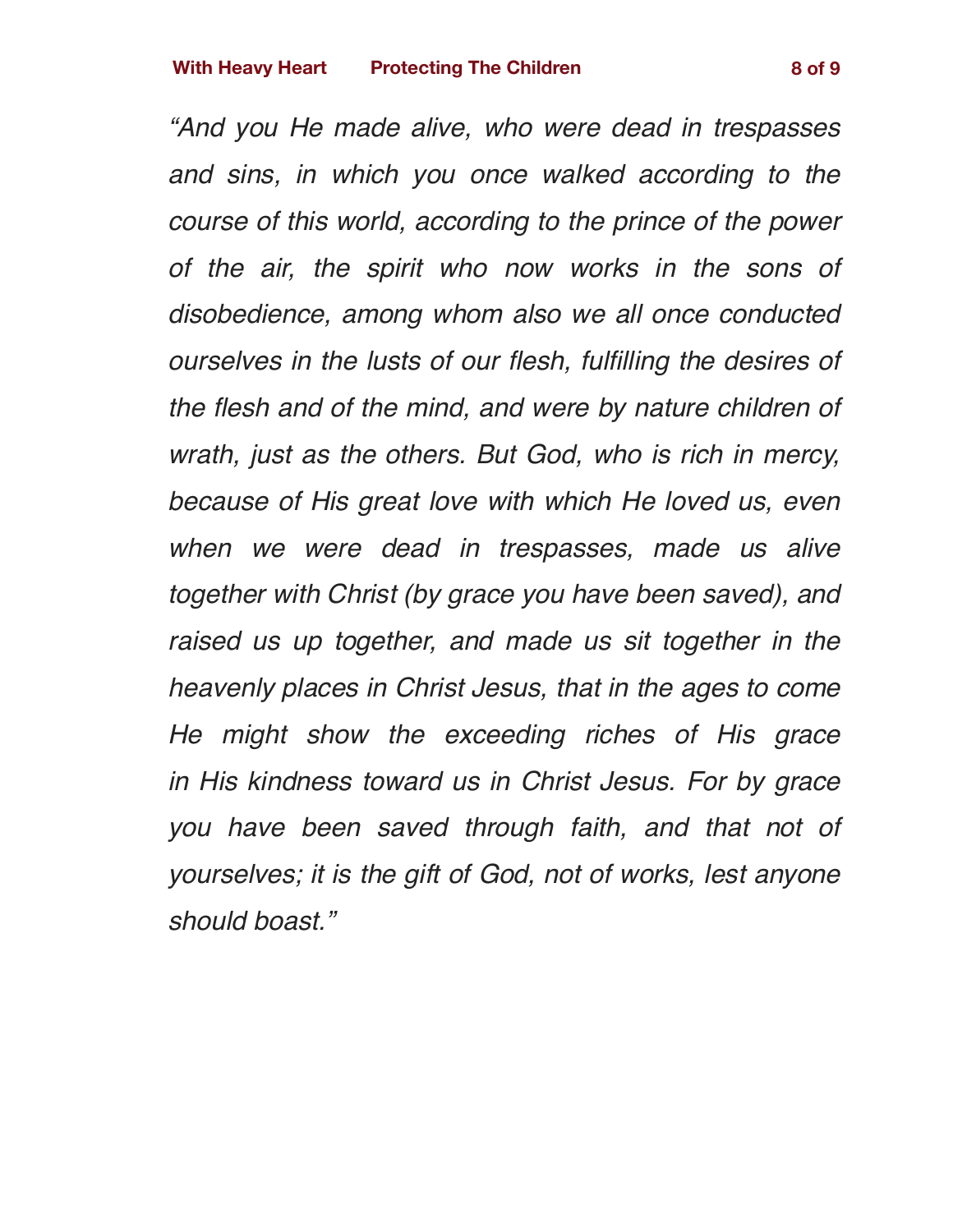*"And you He made alive, who were dead in trespasses and sins, in which you once walked according to the course of this world, according to the prince of the power of the air, the spirit who now works in the sons of disobedience, among whom also we all once conducted ourselves in the lusts of our flesh, fulfilling the desires of the flesh and of the mind, and were by nature children of wrath, just as the others. But God, who is rich in mercy, because of His great love with which He loved us, even when we were dead in trespasses, made us alive together with Christ (by grace you have been saved), and raised us up together, and made us sit together in the heavenly places in Christ Jesus, that in the ages to come He might show the exceeding riches of His grace in His kindness toward us in Christ Jesus. For by grace you have been saved through faith, and that not of yourselves; it is the gift of God, not of works, lest anyone should boast."*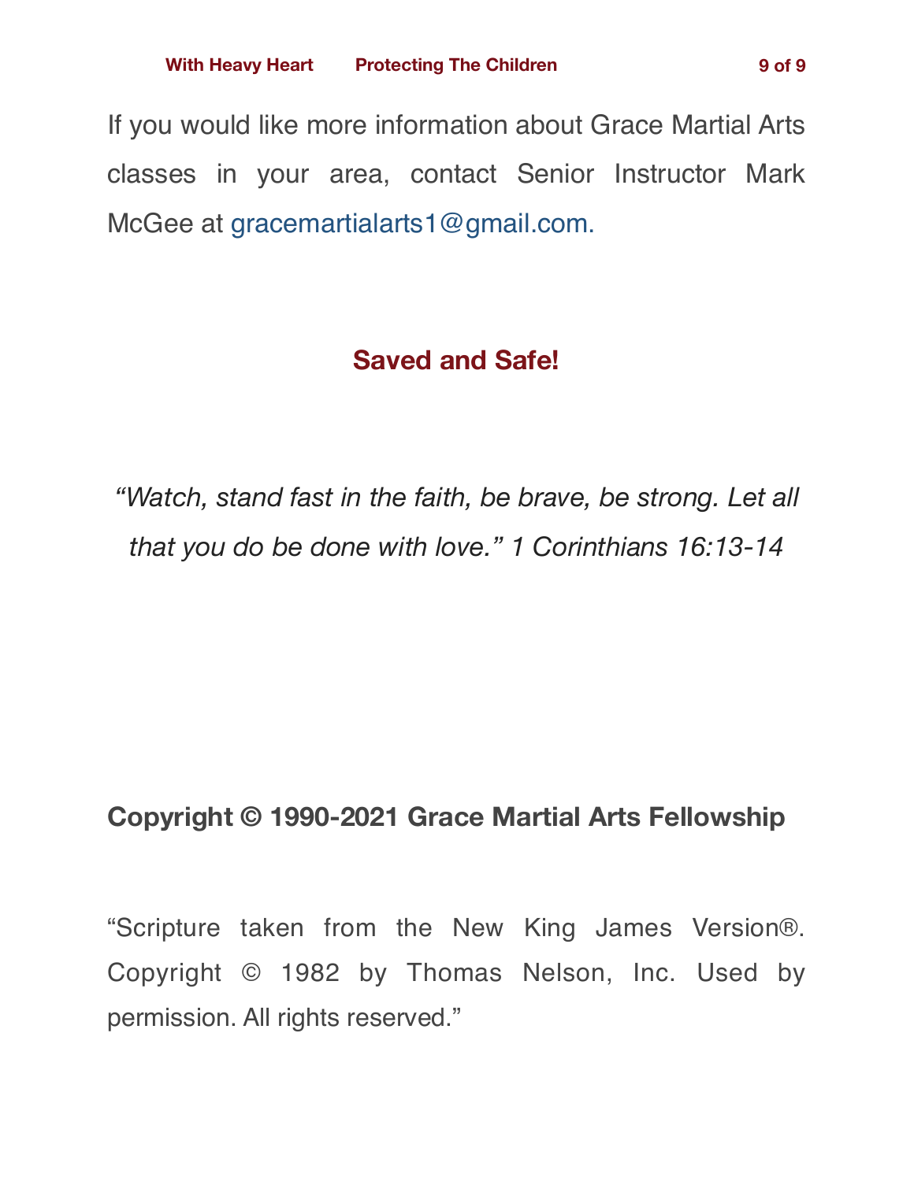If you would like more information about Grace Martial Arts classes in your area, contact Senior Instructor Mark McGee at gracemartialarts1@gmail.com.

## Saved and Safe!

*"Watch, stand fast in the faith, be brave, be strong. Let all that you do be done with love." 1 Corinthians 16:13-14*

**Copyright © 1990-2021 Grace Martial Arts Fellowship**

"Scripture taken from the New King James Version®. Copyright © 1982 by Thomas Nelson, Inc. Used by permission. All rights reserved."